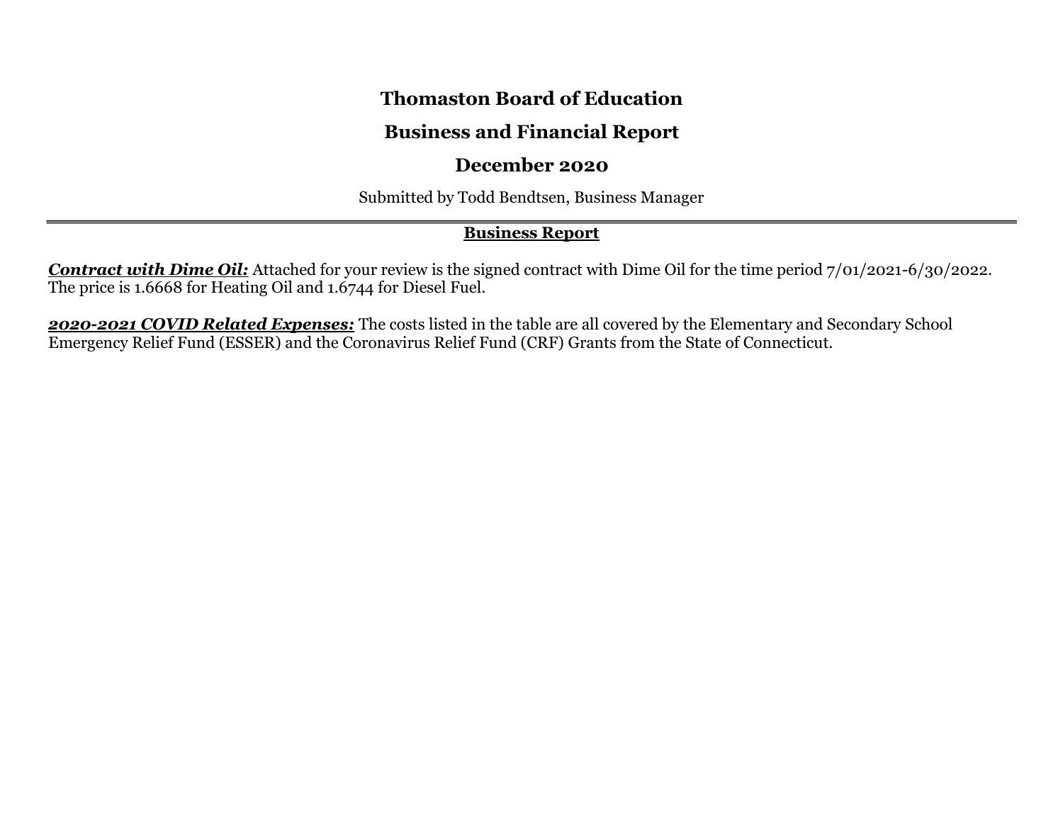# Thomaston Board of Education

## Business and Financial Report

## December 2020

Submitted by Todd Bendtsen, Business Manager

---

### Business Report

***Contract with Dime Oil:*** Attached for your review is the signed contract with Dime Oil for the time period 7/01/2021-6/30/2022. The price is 1.6668 for Heating Oil and 1.6744 for Diesel Fuel.

***2020-2021 COVID Related Expenses:*** The costs listed in the table are all covered by the Elementary and Secondary School Emergency Relief Fund (ESSER) and the Coronavirus Relief Fund (CRF) Grants from the State of Connecticut.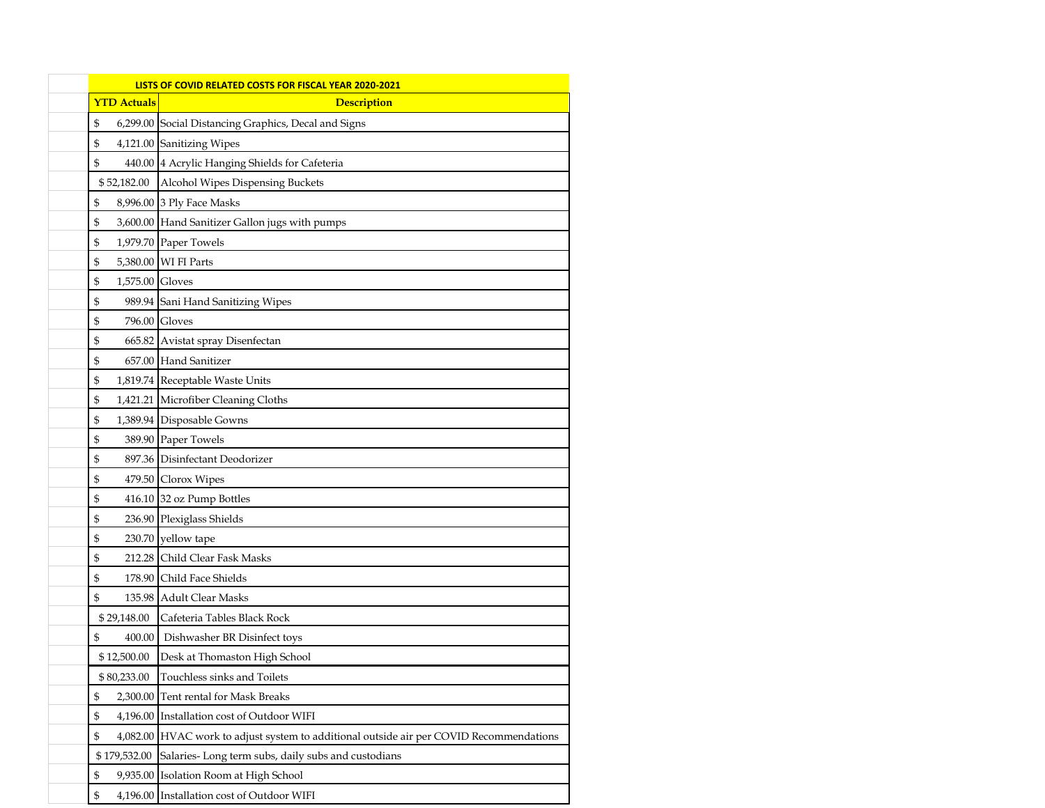| LISTS OF COVID RELATED COSTS FOR FISCAL YEAR 2020-2021 | |
|---|---|
| **YTD Actuals** | **Description** |
| $ 6,299.00 | Social Distancing Graphics, Decal and Signs |
| $ 4,121.00 | Sanitizing Wipes |
| $ 440.00 | 4 Acrylic Hanging Shields for Cafeteria |
| $ 52,182.00 | Alcohol Wipes Dispensing Buckets |
| $ 8,996.00 | 3 Ply Face Masks |
| $ 3,600.00 | Hand Sanitizer Gallon jugs with pumps |
| $ 1,979.70 | Paper Towels |
| $ 5,380.00 | WI FI Parts |
| $ 1,575.00 | Gloves |
| $ 989.94 | Sani Hand Sanitizing Wipes |
| $ 796.00 | Gloves |
| $ 665.82 | Avistat spray Disenfectan |
| $ 657.00 | Hand Sanitizer |
| $ 1,819.74 | Receptable Waste Units |
| $ 1,421.21 | Microfiber Cleaning Cloths |
| $ 1,389.94 | Disposable Gowns |
| $ 389.90 | Paper Towels |
| $ 897.36 | Disinfectant Deodorizer |
| $ 479.50 | Clorox Wipes |
| $ 416.10 | 32 oz Pump Bottles |
| $ 236.90 | Plexiglass Shields |
| $ 230.70 | yellow tape |
| $ 212.28 | Child Clear Fask Masks |
| $ 178.90 | Child Face Shields |
| $ 135.98 | Adult Clear Masks |
| $ 29,148.00 | Cafeteria Tables Black Rock |
| $ 400.00 | Dishwasher BR Disinfect toys |
| $ 12,500.00 | Desk at Thomaston High School |
| $ 80,233.00 | Touchless sinks and Toilets |
| $ 2,300.00 | Tent rental for Mask Breaks |
| $ 4,196.00 | Installation cost of Outdoor WIFI |
| $ 4,082.00 | HVAC work to adjust system to additional outside air per COVID Recommendations |
| $ 179,532.00 | Salaries- Long term subs, daily subs and custodians |
| $ 9,935.00 | Isolation Room at High School |
| $ 4,196.00 | Installation cost of Outdoor WIFI |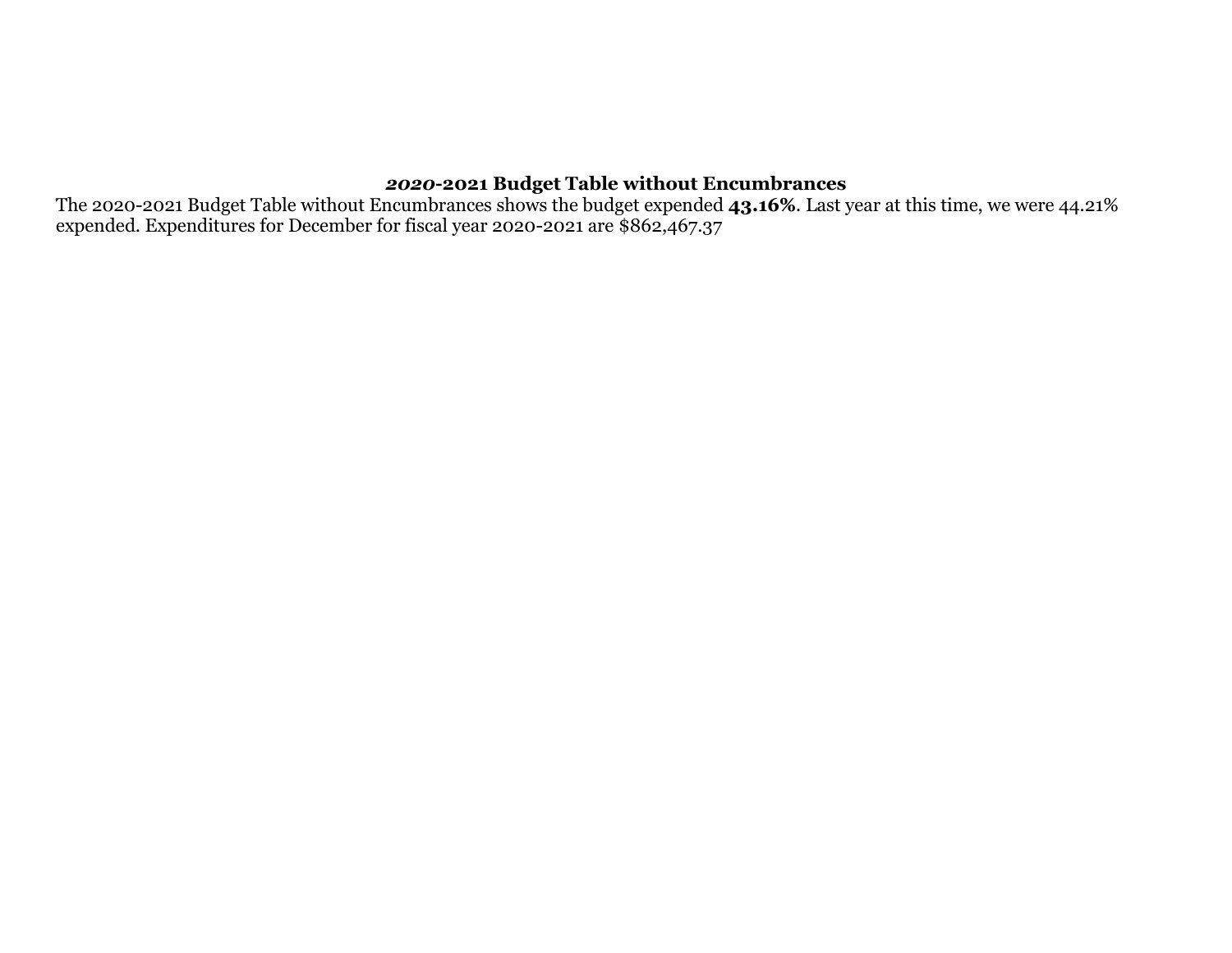## *2020*-2021 Budget Table without Encumbrances

The 2020-2021 Budget Table without Encumbrances shows the budget expended **43.16%**. Last year at this time, we were 44.21% expended. Expenditures for December for fiscal year 2020-2021 are $862,467.37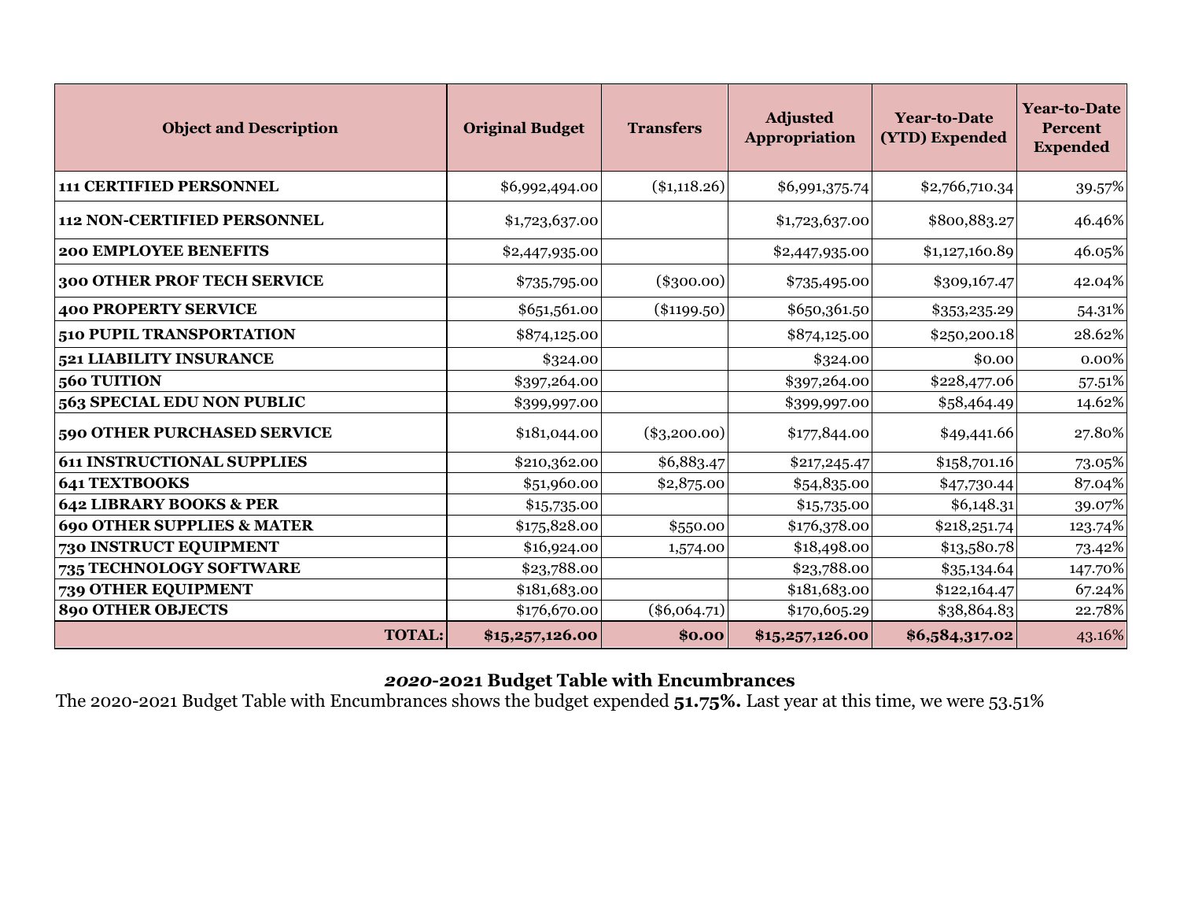| Object and Description | Original Budget | Transfers | Adjusted Appropriation | Year-to-Date (YTD) Expended | Year-to-Date Percent Expended |
|---|---|---|---|---|---|
| **111 CERTIFIED PERSONNEL** | $6,992,494.00 | ($1,118.26) | $6,991,375.74 | $2,766,710.34 | 39.57% |
| **112 NON-CERTIFIED PERSONNEL** | $1,723,637.00 | | $1,723,637.00 | $800,883.27 | 46.46% |
| **200 EMPLOYEE BENEFITS** | $2,447,935.00 | | $2,447,935.00 | $1,127,160.89 | 46.05% |
| **300 OTHER PROF TECH SERVICE** | $735,795.00 | ($300.00) | $735,495.00 | $309,167.47 | 42.04% |
| **400 PROPERTY SERVICE** | $651,561.00 | ($1199.50) | $650,361.50 | $353,235.29 | 54.31% |
| **510 PUPIL TRANSPORTATION** | $874,125.00 | | $874,125.00 | $250,200.18 | 28.62% |
| **521 LIABILITY INSURANCE** | $324.00 | | $324.00 | $0.00 | 0.00% |
| **560 TUITION** | $397,264.00 | | $397,264.00 | $228,477.06 | 57.51% |
| **563 SPECIAL EDU NON PUBLIC** | $399,997.00 | | $399,997.00 | $58,464.49 | 14.62% |
| **590 OTHER PURCHASED SERVICE** | $181,044.00 | ($3,200.00) | $177,844.00 | $49,441.66 | 27.80% |
| **611 INSTRUCTIONAL SUPPLIES** | $210,362.00 | $6,883.47 | $217,245.47 | $158,701.16 | 73.05% |
| **641 TEXTBOOKS** | $51,960.00 | $2,875.00 | $54,835.00 | $47,730.44 | 87.04% |
| **642 LIBRARY BOOKS & PER** | $15,735.00 | | $15,735.00 | $6,148.31 | 39.07% |
| **690 OTHER SUPPLIES & MATER** | $175,828.00 | $550.00 | $176,378.00 | $218,251.74 | 123.74% |
| **730 INSTRUCT EQUIPMENT** | $16,924.00 | 1,574.00 | $18,498.00 | $13,580.78 | 73.42% |
| **735 TECHNOLOGY SOFTWARE** | $23,788.00 | | $23,788.00 | $35,134.64 | 147.70% |
| **739 OTHER EQUIPMENT** | $181,683.00 | | $181,683.00 | $122,164.47 | 67.24% |
| **890 OTHER OBJECTS** | $176,670.00 | ($6,064.71) | $170,605.29 | $38,864.83 | 22.78% |
| **TOTAL:** | **$15,257,126.00** | **$0.00** | **$15,257,126.00** | **$6,584,317.02** | 43.16% |

### *2020*-2021 Budget Table with Encumbrances

The 2020-2021 Budget Table with Encumbrances shows the budget expended **51.75%.** Last year at this time, we were 53.51%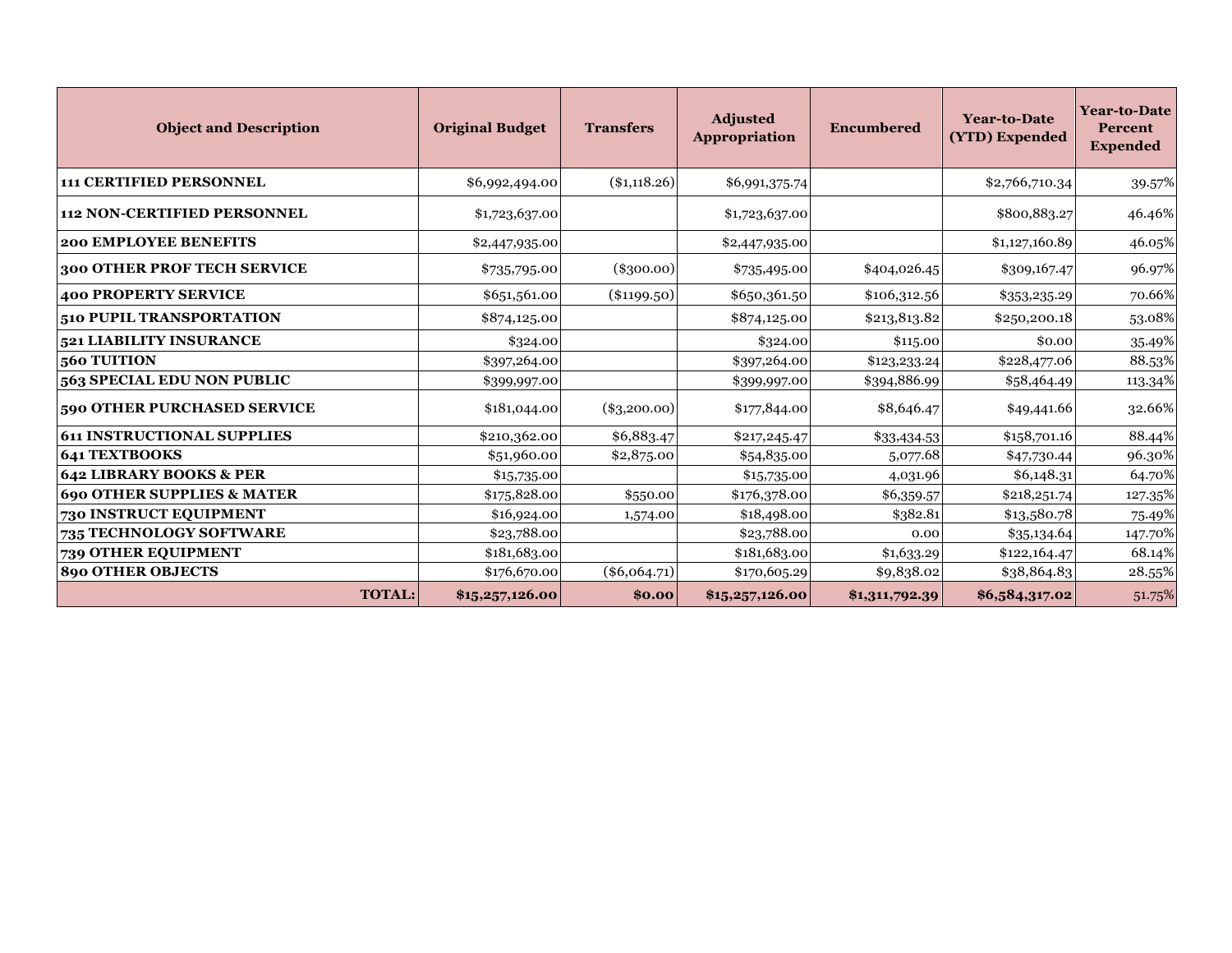| Object and Description | Original Budget | Transfers | Adjusted Appropriation | Encumbered | Year-to-Date (YTD) Expended | Year-to-Date Percent Expended |
|---|---|---|---|---|---|---|
| **111 CERTIFIED PERSONNEL** | $6,992,494.00 | ($1,118.26) | $6,991,375.74 | | $2,766,710.34 | 39.57% |
| **112 NON-CERTIFIED PERSONNEL** | $1,723,637.00 | | $1,723,637.00 | | $800,883.27 | 46.46% |
| **200 EMPLOYEE BENEFITS** | $2,447,935.00 | | $2,447,935.00 | | $1,127,160.89 | 46.05% |
| **300 OTHER PROF TECH SERVICE** | $735,795.00 | ($300.00) | $735,495.00 | $404,026.45 | $309,167.47 | 96.97% |
| **400 PROPERTY SERVICE** | $651,561.00 | ($1199.50) | $650,361.50 | $106,312.56 | $353,235.29 | 70.66% |
| **510 PUPIL TRANSPORTATION** | $874,125.00 | | $874,125.00 | $213,813.82 | $250,200.18 | 53.08% |
| **521 LIABILITY INSURANCE** | $324.00 | | $324.00 | $115.00 | $0.00 | 35.49% |
| **560 TUITION** | $397,264.00 | | $397,264.00 | $123,233.24 | $228,477.06 | 88.53% |
| **563 SPECIAL EDU NON PUBLIC** | $399,997.00 | | $399,997.00 | $394,886.99 | $58,464.49 | 113.34% |
| **590 OTHER PURCHASED SERVICE** | $181,044.00 | ($3,200.00) | $177,844.00 | $8,646.47 | $49,441.66 | 32.66% |
| **611 INSTRUCTIONAL SUPPLIES** | $210,362.00 | $6,883.47 | $217,245.47 | $33,434.53 | $158,701.16 | 88.44% |
| **641 TEXTBOOKS** | $51,960.00 | $2,875.00 | $54,835.00 | 5,077.68 | $47,730.44 | 96.30% |
| **642 LIBRARY BOOKS & PER** | $15,735.00 | | $15,735.00 | 4,031.96 | $6,148.31 | 64.70% |
| **690 OTHER SUPPLIES & MATER** | $175,828.00 | $550.00 | $176,378.00 | $6,359.57 | $218,251.74 | 127.35% |
| **730 INSTRUCT EQUIPMENT** | $16,924.00 | 1,574.00 | $18,498.00 | $382.81 | $13,580.78 | 75.49% |
| **735 TECHNOLOGY SOFTWARE** | $23,788.00 | | $23,788.00 | 0.00 | $35,134.64 | 147.70% |
| **739 OTHER EQUIPMENT** | $181,683.00 | | $181,683.00 | $1,633.29 | $122,164.47 | 68.14% |
| **890 OTHER OBJECTS** | $176,670.00 | ($6,064.71) | $170,605.29 | $9,838.02 | $38,864.83 | 28.55% |
| **TOTAL:** | **$15,257,126.00** | **$0.00** | **$15,257,126.00** | **$1,311,792.39** | **$6,584,317.02** | 51.75% |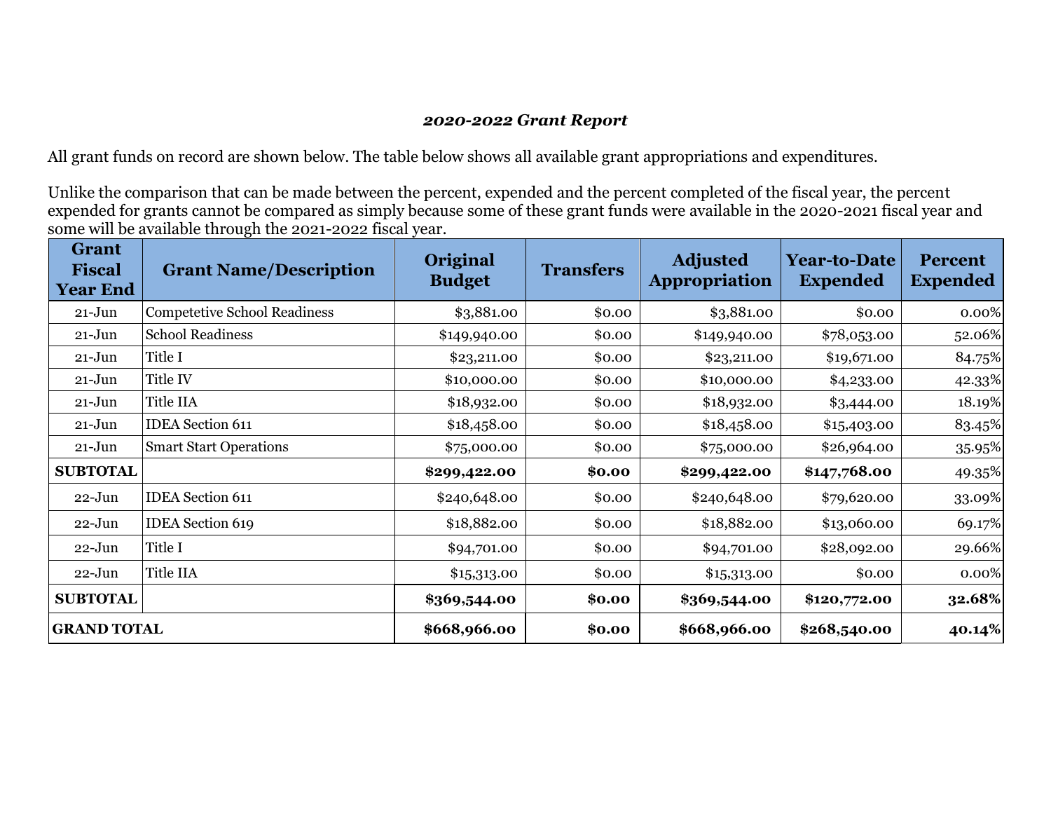***2020-2022 Grant Report***

All grant funds on record are shown below. The table below shows all available grant appropriations and expenditures.

Unlike the comparison that can be made between the percent, expended and the percent completed of the fiscal year, the percent expended for grants cannot be compared as simply because some of these grant funds were available in the 2020-2021 fiscal year and some will be available through the 2021-2022 fiscal year.

| Grant Fiscal Year End | Grant Name/Description | Original Budget | Transfers | Adjusted Appropriation | Year-to-Date Expended | Percent Expended |
|---|---|---|---|---|---|---|
| 21-Jun | Competetive School Readiness | $3,881.00 | $0.00 | $3,881.00 | $0.00 | 0.00% |
| 21-Jun | School Readiness | $149,940.00 | $0.00 | $149,940.00 | $78,053.00 | 52.06% |
| 21-Jun | Title I | $23,211.00 | $0.00 | $23,211.00 | $19,671.00 | 84.75% |
| 21-Jun | Title IV | $10,000.00 | $0.00 | $10,000.00 | $4,233.00 | 42.33% |
| 21-Jun | Title IIA | $18,932.00 | $0.00 | $18,932.00 | $3,444.00 | 18.19% |
| 21-Jun | IDEA Section 611 | $18,458.00 | $0.00 | $18,458.00 | $15,403.00 | 83.45% |
| 21-Jun | Smart Start Operations | $75,000.00 | $0.00 | $75,000.00 | $26,964.00 | 35.95% |
| **SUBTOTAL** | | **$299,422.00** | **$0.00** | **$299,422.00** | **$147,768.00** | 49.35% |
| 22-Jun | IDEA Section 611 | $240,648.00 | $0.00 | $240,648.00 | $79,620.00 | 33.09% |
| 22-Jun | IDEA Section 619 | $18,882.00 | $0.00 | $18,882.00 | $13,060.00 | 69.17% |
| 22-Jun | Title I | $94,701.00 | $0.00 | $94,701.00 | $28,092.00 | 29.66% |
| 22-Jun | Title IIA | $15,313.00 | $0.00 | $15,313.00 | $0.00 | 0.00% |
| **SUBTOTAL** | | **$369,544.00** | **$0.00** | **$369,544.00** | **$120,772.00** | **32.68%** |
| **GRAND TOTAL** | | **$668,966.00** | **$0.00** | **$668,966.00** | **$268,540.00** | **40.14%** |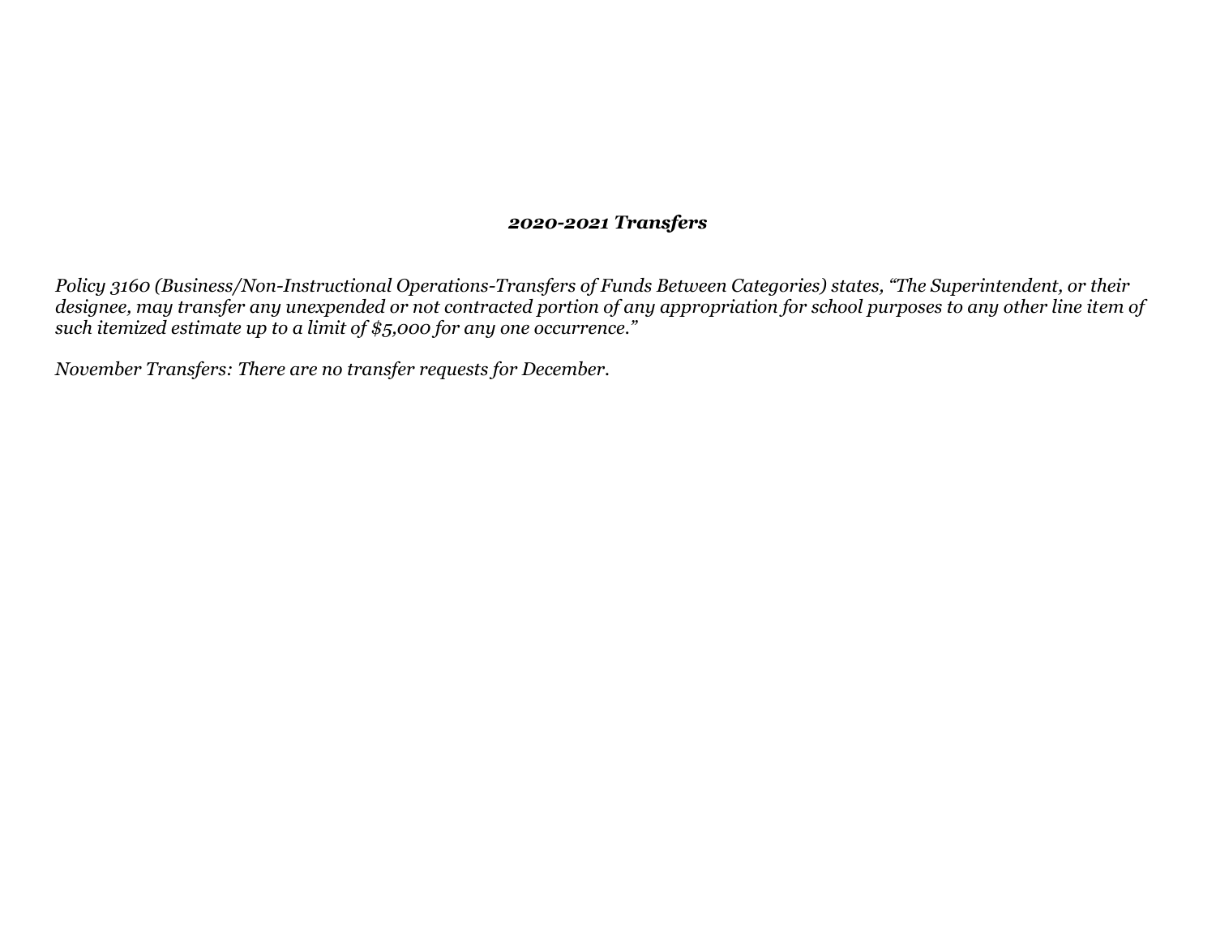### *2020-2021 Transfers*

*Policy 3160 (Business/Non-Instructional Operations-Transfers of Funds Between Categories) states, "The Superintendent, or their designee, may transfer any unexpended or not contracted portion of any appropriation for school purposes to any other line item of such itemized estimate up to a limit of $5,000 for any one occurrence."*

*November Transfers: There are no transfer requests for December.*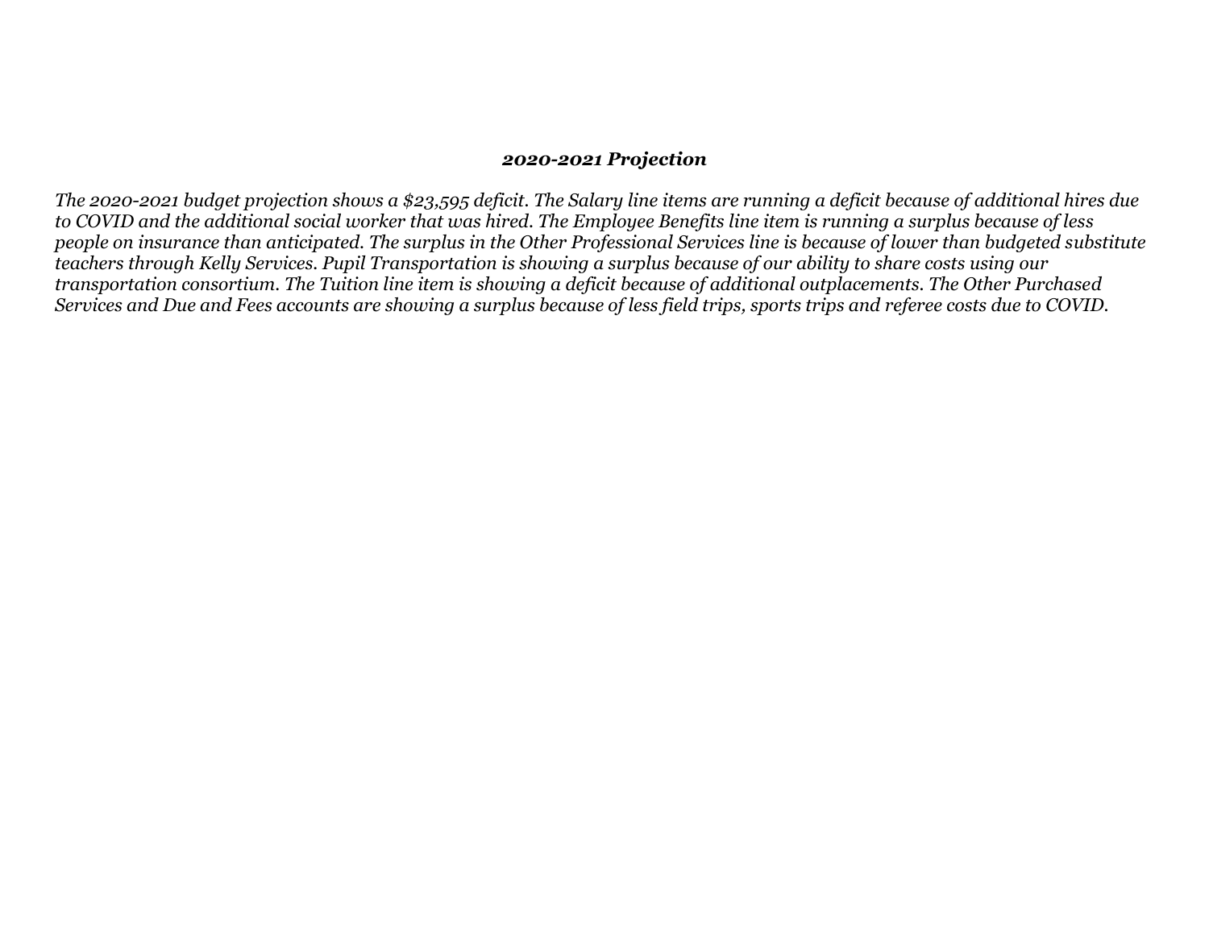### ***2020-2021 Projection***

*The 2020-2021 budget projection shows a $23,595 deficit. The Salary line items are running a deficit because of additional hires due to COVID and the additional social worker that was hired. The Employee Benefits line item is running a surplus because of less people on insurance than anticipated. The surplus in the Other Professional Services line is because of lower than budgeted substitute teachers through Kelly Services. Pupil Transportation is showing a surplus because of our ability to share costs using our transportation consortium. The Tuition line item is showing a deficit because of additional outplacements. The Other Purchased Services and Due and Fees accounts are showing a surplus because of less field trips, sports trips and referee costs due to COVID.*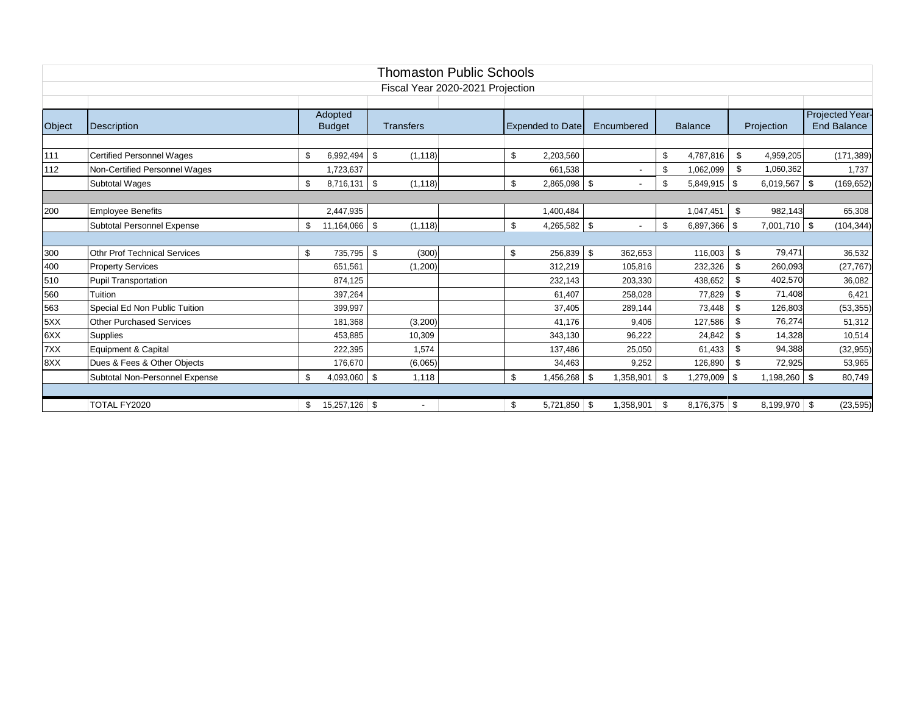# Thomaston Public Schools

## Fiscal Year 2020-2021 Projection

| Object | Description | Adopted Budget | Transfers | | Expended to Date | Encumbered | Balance | Projection | Projected Year-End Balance |
|---|---|---|---|---|---|---|---|---|---|
| 111 | Certified Personnel Wages | $ 6,992,494 | $ (1,118) | | $ 2,203,560 | | $ 4,787,816 | $ 4,959,205 | (171,389) |
| 112 | Non-Certified Personnel Wages | 1,723,637 | | | 661,538 | - | $ 1,062,099 | $ 1,060,362 | 1,737 |
| | Subtotal Wages | $ 8,716,131 | $ (1,118) | | $ 2,865,098 | $ - | $ 5,849,915 | $ 6,019,567 | $ (169,652) |
| 200 | Employee Benefits | 2,447,935 | | | 1,400,484 | | 1,047,451 | $ 982,143 | 65,308 |
| | Subtotal Personnel Expense | $ 11,164,066 | $ (1,118) | | $ 4,265,582 | $ - | $ 6,897,366 | $ 7,001,710 | $ (104,344) |
| 300 | Othr Prof Technical Services | $ 735,795 | $ (300) | | $ 256,839 | $ 362,653 | 116,003 | $ 79,471 | 36,532 |
| 400 | Property Services | 651,561 | (1,200) | | 312,219 | 105,816 | 232,326 | $ 260,093 | (27,767) |
| 510 | Pupil Transportation | 874,125 | | | 232,143 | 203,330 | 438,652 | $ 402,570 | 36,082 |
| 560 | Tuition | 397,264 | | | 61,407 | 258,028 | 77,829 | $ 71,408 | 6,421 |
| 563 | Special Ed Non Public Tuition | 399,997 | | | 37,405 | 289,144 | 73,448 | $ 126,803 | (53,355) |
| 5XX | Other Purchased Services | 181,368 | (3,200) | | 41,176 | 9,406 | 127,586 | $ 76,274 | 51,312 |
| 6XX | Supplies | 453,885 | 10,309 | | 343,130 | 96,222 | 24,842 | $ 14,328 | 10,514 |
| 7XX | Equipment & Capital | 222,395 | 1,574 | | 137,486 | 25,050 | 61,433 | $ 94,388 | (32,955) |
| 8XX | Dues & Fees & Other Objects | 176,670 | (6,065) | | 34,463 | 9,252 | 126,890 | $ 72,925 | 53,965 |
| | Subtotal Non-Personnel Expense | $ 4,093,060 | $ 1,118 | | $ 1,456,268 | $ 1,358,901 | $ 1,279,009 | $ 1,198,260 | $ 80,749 |
| | TOTAL FY2020 | $ 15,257,126 | $ - | | $ 5,721,850 | $ 1,358,901 | $ 8,176,375 | $ 8,199,970 | $ (23,595) |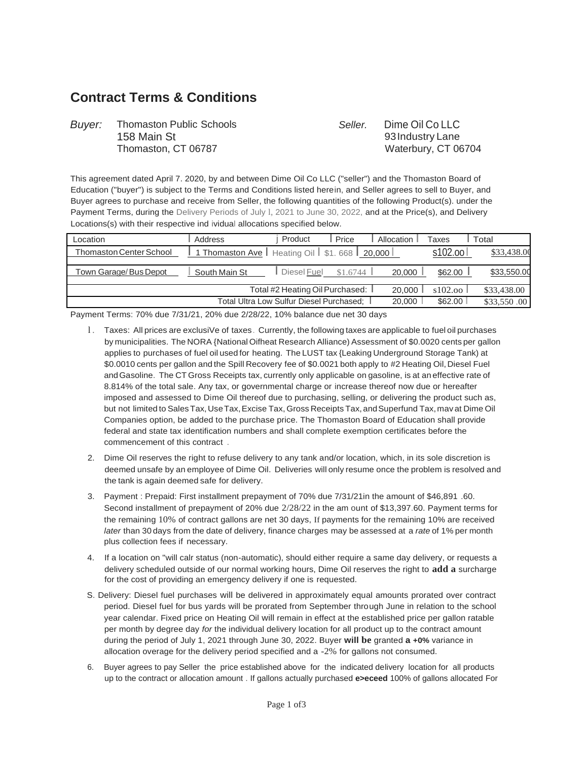# Contract Terms & Conditions

*Buyer:* Thomaston Public Schools
158 Main St
Thomaston, CT 06787

*Seller.* Dime Oil Co LLC
93 Industry Lane
Waterbury, CT 06704

This agreement dated April 7. 2020, by and between Dime Oil Co LLC ("seller") and the Thomaston Board of Education ("buyer") is subject to the Terms and Conditions listed herein, and Seller agrees to sell to Buyer, and Buyer agrees to purchase and receive from Seller, the following quantities of the following Product(s). under the Payment Terms, during the Delivery Periods of July l, 2021 to June 30, 2022, and at the Price(s), and Delivery Locations(s) with their respective ind ividual allocations specified below.

| Location | Address | Product | Price | Allocation | Taxes | Total |
|---|---|---|---|---|---|---|
| Thomaston Center School | 1 Thomaston Ave | Heating Oil | $1. 668 | 20,000 | s102.00 | $33,438.00 |
| Town Garage/ Bus Depot | South Main St | Diesel Fuel | $1.6744 | 20,000 | $62.00 | $33,550.00 |
| | | Total #2 Heating Oil Purchased: | | 20,000 | s102.oo | $33,438.00 |
| | | Total Ultra Low Sulfur Diesel Purchased; | | 20,000 | $62.00 | $33,550 .00 |

Payment Terms: 70% due 7/31/21, 20% due 2/28/22, 10% balance due net 30 days

1. Taxes: All prices are exclusiVe of taxes. Currently, the following taxes are applicable to fuel oil purchases by municipalities. The NORA {National Oifheat Research Alliance) Assessment of $0.0020 cents per gallon applies to purchases of fuel oil used for heating. The LUST tax {Leaking Underground Storage Tank) at $0.0010 cents per gallon and the Spill Recovery fee of $0.0021 both apply to #2 Heating Oil, Diesel Fuel and Gasoline. The CT Gross Receipts tax, currently only applicable on gasoline, is at an effective rate of 8.814% of the total sale. Any tax, or governmental charge or increase thereof now due or hereafter imposed and assessed to Dime Oil thereof due to purchasing, selling, or delivering the product such as, but not limited to Sales Tax, Use Tax, Excise Tax, Gross Receipts Tax, and Superfund Tax, mav at Dime Oil Companies option, be added to the purchase price. The Thomaston Board of Education shall provide federal and state tax identification numbers and shall complete exemption certificates before the commencement of this contract .

2. Dime Oil reserves the right to refuse delivery to any tank and/or location, which, in its sole discretion is deemed unsafe by an employee of Dime Oil. Deliveries will only resume once the problem is resolved and the tank is again deemed safe for delivery.

3. Payment : Prepaid: First installment prepayment of 70% due 7/31/21in the amount of $46,891 .60. Second installment of prepayment of 20% due 2/28/22 in the am ount of $13,397.60. Payment terms for the remaining 10% of contract gallons are net 30 days, If payments for the remaining 10% are received *later* than 30 days from the date of delivery, finance charges may be assessed at a *rate* of 1% per month plus collection fees if necessary.

4. If a location on "will calr status (non-automatic), should either require a same day delivery, or requests a delivery scheduled outside of our normal working hours, Dime Oil reserves the right to **add a** surcharge for the cost of providing an emergency delivery if one is requested.

S. Delivery: Diesel fuel purchases will be delivered in approximately equal amounts prorated over contract period. Diesel fuel for bus yards will be prorated from September through June in relation to the school year calendar. Fixed price on Heating Oil will remain in effect at the established price per gallon ratable per month by degree day *for* the individual delivery location for all product up to the contract amount during the period of July 1, 2021 through June 30, 2022. Buyer **will be** granted **a +0%** variance in allocation overage for the delivery period specified and a -2% for gallons not consumed.

6. Buyer agrees to pay Seller the price established above for the indicated delivery location for all products up to the contract or allocation amount . If gallons actually purchased **e>eceed** 100% of gallons allocated For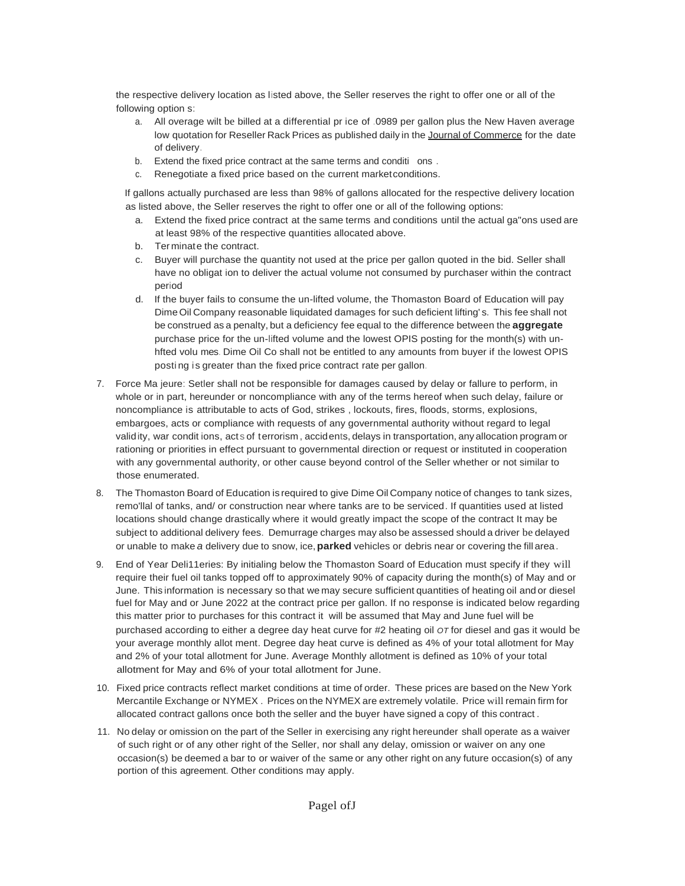the respective delivery location as listed above, the Seller reserves the right to offer one or all of the following option s:

a. All overage wilt be billed at a differential pr ice of .0989 per gallon plus the New Haven average low quotation for Reseller Rack Prices as published daily in the Journal of Commerce for the date of delivery.
b. Extend the fixed price contract at the same terms and conditi ons .
c. Renegotiate a fixed price based on the current market conditions.

If gallons actually purchased are less than 98% of gallons allocated for the respective delivery location as listed above, the Seller reserves the right to offer one or all of the following options:

a. Extend the fixed price contract at the same terms and conditions until the actual ga"ons used are at least 98% of the respective quantities allocated above.
b. Ter minate the contract.
c. Buyer will purchase the quantity not used at the price per gallon quoted in the bid. Seller shall have no obligat ion to deliver the actual volume not consumed by purchaser within the contract period
d. If the buyer fails to consume the un-lifted volume, the Thomaston Board of Education will pay Dime Oil Company reasonable liquidated damages for such deficient lifting' s. This fee shall not be construed as a penalty, but a deficiency fee equal to the difference between the **aggregate** purchase price for the un-lifted volume and the lowest OPIS posting for the month(s) with un-hfted volu mes. Dime Oil Co shall not be entitled to any amounts from buyer if the lowest OPIS posti ng is greater than the fixed price contract rate per gallon.

7. Force Ma jeure: Setler shall not be responsible for damages caused by delay or fallure to perform, in whole or in part, hereunder or noncompliance with any of the terms hereof when such delay, failure or noncompliance is attributable to acts of God, strikes , lockouts, fires, floods, storms, explosions, embargoes, acts or compliance with requests of any governmental authority without regard to legal valid ity, war condit ions, acts of terrorism , accidents, delays in transportation, any allocation program or rationing or priorities in effect pursuant to governmental direction or request or instituted in cooperation with any governmental authority, or other cause beyond control of the Seller whether or not similar to those enumerated.

8. The Thomaston Board of Education is required to give Dime Oil Company notice of changes to tank sizes, remo'llal of tanks, and/ or construction near where tanks are to be serviced. If quantities used at listed locations should change drastically where it would greatly impact the scope of the contract It may be subject to additional delivery fees. Demurrage charges may also be assessed should a driver be delayed or unable to make *a* delivery due to snow, ice, **parked** vehicles or debris near or covering the fill area.

9. End of Year Deli11eries: By initialing below the Thomaston Soard of Education must specify if they will require their fuel oil tanks topped off to approximately 90% of capacity during the month(s) of May and or June. This information is necessary so that we may secure sufficient quantities of heating oil and or diesel fuel for May and or June 2022 at the contract price per gallon. If no response is indicated below regarding this matter prior to purchases for this contract it will be assumed that May and June fuel will be purchased according to either a degree day heat curve for #2 heating oil *OT* for diesel and gas it would be your average monthly allot ment. Degree day heat curve is defined as 4% of your total allotment for May and 2% of your total allotment for June. Average Monthly allotment is defined as 10% of your total allotment for May and 6% of your total allotment for June.

10. Fixed price contracts reflect market conditions at time of order. These prices are based on the New York Mercantile Exchange or NYMEX . Prices on the NYMEX are extremely volatile. Price will remain firm for allocated contract gallons once both the seller and the buyer have signed a copy of this contract .

11. No delay or omission on the part of the Seller in exercising any right hereunder shall operate as a waiver of such right or of any other right of the Seller, nor shall any delay, omission or waiver on any one occasion(s) be deemed a bar to or waiver of the same or any other right on any future occasion(s) of any portion of this agreement. Other conditions may apply.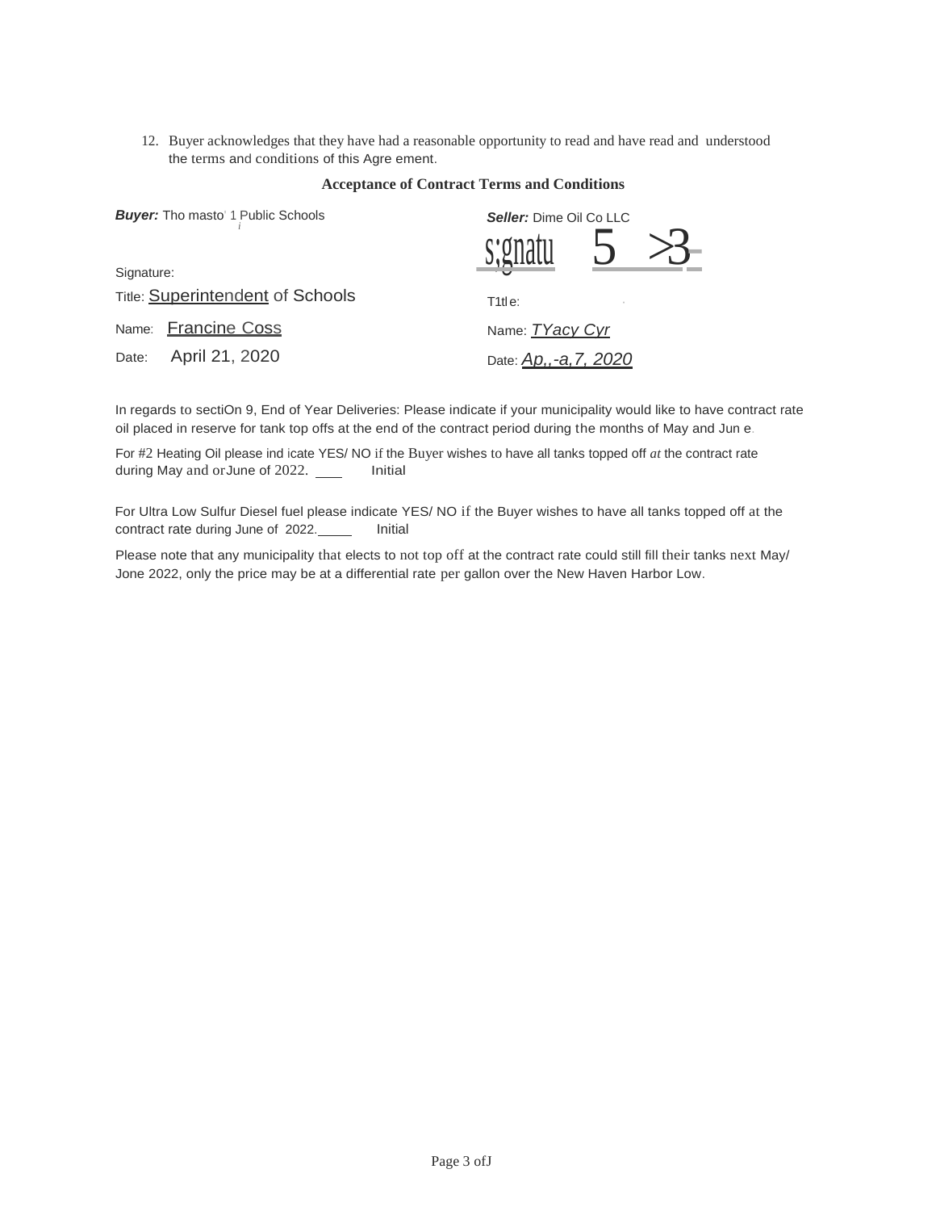12. Buyer acknowledges that they have had a reasonable opportunity to read and have read and understood the terms and conditions of this Agre ement.

**Acceptance of Contract Terms and Conditions**

**_Buyer:_** Tho masto 1 Public Schools

Signature:

Title: Superintendent of Schools

Name: Francine Coss

Date: April 21, 2020

**_Seller:_** Dime Oil Co LLC

S;gnatu 5 >3

T1tl e:

Name: _TYacy Cyr_

Date: _Ap,,-a,7, 2020_

In regards to sectiOn 9, End of Year Deliveries: Please indicate if your municipality would like to have contract rate oil placed in reserve for tank top offs at the end of the contract period during the months of May and Jun e.

For #2 Heating Oil please ind icate YES/ NO if the Buyer wishes to have all tanks topped off _at_ the contract rate during May and or June of 2022. ___ Initial

For Ultra Low Sulfur Diesel fuel please indicate YES/ NO if the Buyer wishes to have all tanks topped off at the contract rate during June of 2022.____ Initial

Please note that any municipality that elects to not top off at the contract rate could still fill their tanks next May/ June 2022, only the price may be at a differential rate per gallon over the New Haven Harbor Low.